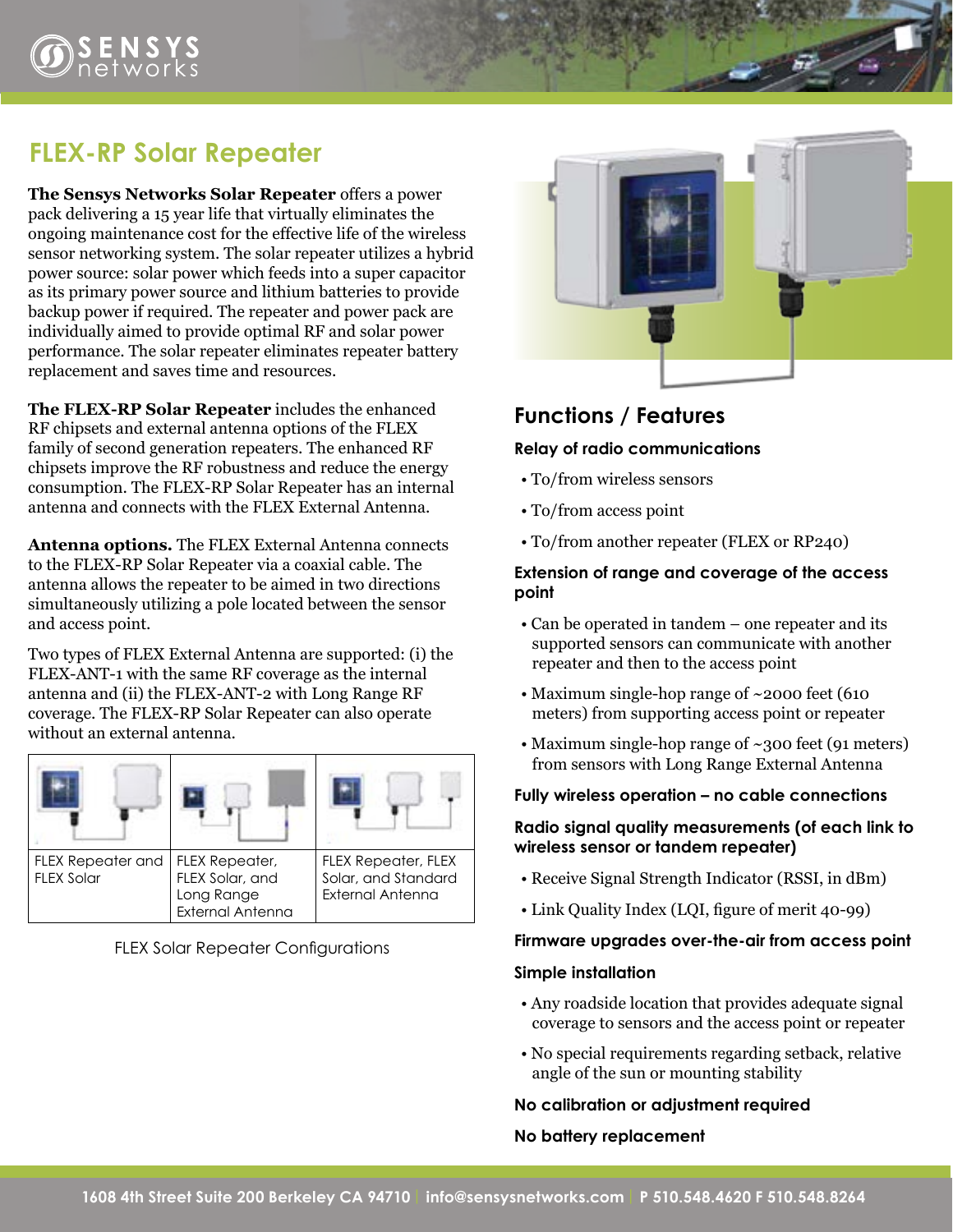# FLEX-RP Solar Repeater

**The Sensys Networks Solar Repeater** offers a power pack delivering a 15 year life that virtually eliminates the ongoing maintenance cost for the effective life of the wireless sensor networking system. The solar repeater utilizes a hybrid power source: solar power which feeds into a super capacitor as its primary power source and lithium batteries to provide backup power if required. The repeater and power pack are individually aimed to provide optimal RF and solar power performance. The solar repeater eliminates repeater battery replacement and saves time and resources.

**The FLEX-RP Solar Repeater** includes the enhanced RF chipsets and external antenna options of the FLEX family of second generation repeaters. The enhanced RF chipsets improve the RF robustness and reduce the energy consumption. The FLEX-RP Solar Repeater has an internal antenna and connects with the FLEX External Antenna.

**Antenna options.** The FLEX External Antenna connects to the FLEX-RP Solar Repeater via a coaxial cable. The antenna allows the repeater to be aimed in two directions simultaneously utilizing a pole located between the sensor and access point.

Two types of FLEX External Antenna are supported: (i) the FLEX-ANT-1 with the same RF coverage as the internal antenna and (ii) the FLEX-ANT-2 with Long Range RF coverage. The FLEX-RP Solar Repeater can also operate without an external antenna.

| FLEX Repeater and FLEX Solar | FLEX Repeater, FLEX Solar, and Long Range External Antenna | FLEX Repeater, FLEX Solar, and Standard External Antenna |
|---|---|---|

FLEX Solar Repeater Configurations

## Functions / Features

### Relay of radio communications

- To/from wireless sensors
- To/from access point
- To/from another repeater (FLEX or RP240)

### Extension of range and coverage of the access point

- Can be operated in tandem – one repeater and its supported sensors can communicate with another repeater and then to the access point
- Maximum single-hop range of ~2000 feet (610 meters) from supporting access point or repeater
- Maximum single-hop range of ~300 feet (91 meters) from sensors with Long Range External Antenna

### Fully wireless operation – no cable connections

### Radio signal quality measurements (of each link to wireless sensor or tandem repeater)

- Receive Signal Strength Indicator (RSSI, in dBm)
- Link Quality Index (LQI, figure of merit 40-99)

### Firmware upgrades over-the-air from access point

### Simple installation

- Any roadside location that provides adequate signal coverage to sensors and the access point or repeater
- No special requirements regarding setback, relative angle of the sun or mounting stability

### No calibration or adjustment required

### No battery replacement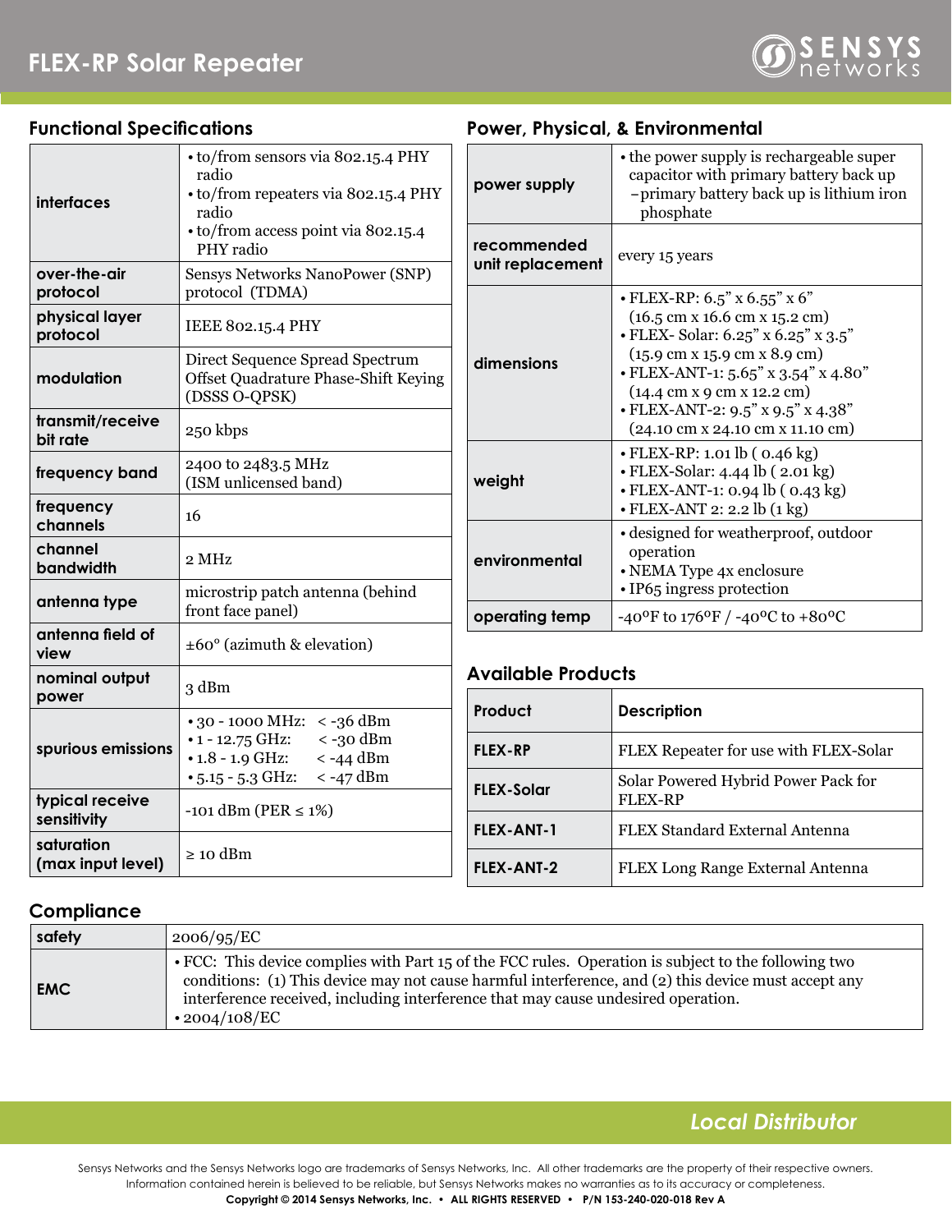# FLEX-RP Solar Repeater

## Functional Specifications

| | |
|---|---|
| **interfaces** | • to/from sensors via 802.15.4 PHY radio<br>• to/from repeaters via 802.15.4 PHY radio<br>• to/from access point via 802.15.4 PHY radio |
| **over-the-air protocol** | Sensys Networks NanoPower (SNP) protocol (TDMA) |
| **physical layer protocol** | IEEE 802.15.4 PHY |
| **modulation** | Direct Sequence Spread Spectrum Offset Quadrature Phase-Shift Keying (DSSS O-QPSK) |
| **transmit/receive bit rate** | 250 kbps |
| **frequency band** | 2400 to 2483.5 MHz (ISM unlicensed band) |
| **frequency channels** | 16 |
| **channel bandwidth** | 2 MHz |
| **antenna type** | microstrip patch antenna (behind front face panel) |
| **antenna field of view** | ±60° (azimuth & elevation) |
| **nominal output power** | 3 dBm |
| **spurious emissions** | • 30 - 1000 MHz: < -36 dBm<br>• 1 - 12.75 GHz: < -30 dBm<br>• 1.8 - 1.9 GHz: < -44 dBm<br>• 5.15 - 5.3 GHz: < -47 dBm |
| **typical receive sensitivity** | -101 dBm (PER ≤ 1%) |
| **saturation (max input level)** | ≥ 10 dBm |

## Power, Physical, & Environmental

| | |
|---|---|
| **power supply** | • the power supply is rechargeable super capacitor with primary battery back up<br>–primary battery back up is lithium iron phosphate |
| **recommended unit replacement** | every 15 years |
| **dimensions** | • FLEX-RP: 6.5” x 6.55” x 6” (16.5 cm x 16.6 cm x 15.2 cm)<br>• FLEX- Solar: 6.25” x 6.25” x 3.5” (15.9 cm x 15.9 cm x 8.9 cm)<br>• FLEX-ANT-1: 5.65” x 3.54” x 4.80” (14.4 cm x 9 cm x 12.2 cm)<br>• FLEX-ANT-2: 9.5” x 9.5” x 4.38” (24.10 cm x 24.10 cm x 11.10 cm) |
| **weight** | • FLEX-RP: 1.01 lb ( 0.46 kg)<br>• FLEX-Solar: 4.44 lb ( 2.01 kg)<br>• FLEX-ANT-1: 0.94 lb ( 0.43 kg)<br>• FLEX-ANT 2: 2.2 lb (1 kg) |
| **environmental** | • designed for weatherproof, outdoor operation<br>• NEMA Type 4x enclosure<br>• IP65 ingress protection |
| **operating temp** | -40°F to 176°F / -40°C to +80°C |

## Available Products

| Product | Description |
|---|---|
| **FLEX-RP** | FLEX Repeater for use with FLEX-Solar |
| **FLEX-Solar** | Solar Powered Hybrid Power Pack for FLEX-RP |
| **FLEX-ANT-1** | FLEX Standard External Antenna |
| **FLEX-ANT-2** | FLEX Long Range External Antenna |

## Compliance

| | |
|---|---|
| **safety** | 2006/95/EC |
| **EMC** | • FCC: This device complies with Part 15 of the FCC rules. Operation is subject to the following two conditions: (1) This device may not cause harmful interference, and (2) this device must accept any interference received, including interference that may cause undesired operation.<br>• 2004/108/EC |

*Local Distributor*

Sensys Networks and the Sensys Networks logo are trademarks of Sensys Networks, Inc. All other trademarks are the property of their respective owners. Information contained herein is believed to be reliable, but Sensys Networks makes no warranties as to its accuracy or completeness.

**Copyright © 2014 Sensys Networks, Inc. • ALL RIGHTS RESERVED • P/N 153-240-020-018 Rev A**